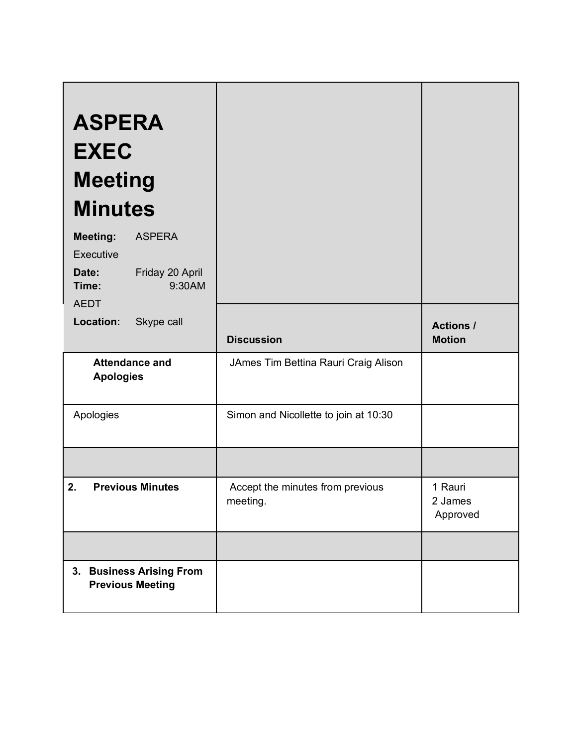| # ASPERA EXEC Meeting Minutes<br><br>**Meeting:** ASPERA Executive<br>**Date:** Friday 20 April<br>**Time:** 9:30AM AEDT<br>**Location:** Skype call | **Discussion** | **Actions / Motion** |
|---|---|---|
| **Attendance and Apologies** | JAmes Tim Bettina Rauri Craig Alison | |
| Apologies | Simon and Nicollette to join at 10:30 | |
| | | |
| **2. Previous Minutes** | Accept the minutes from previous meeting. | 1 Rauri<br>2 James<br>Approved |
| | | |
| **3. Business Arising From Previous Meeting** | | |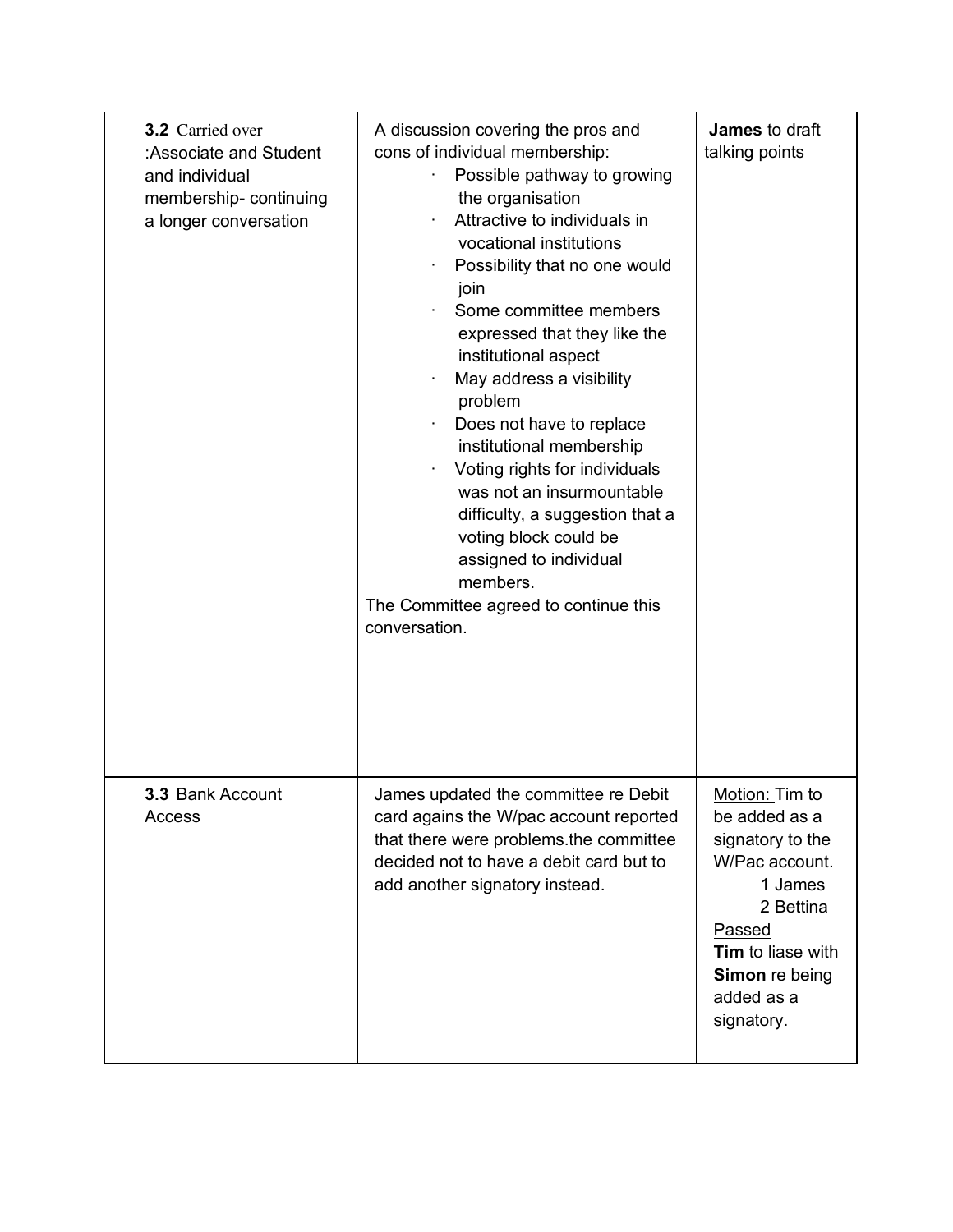| | | |
|---|---|---|
| **3.2** Carried over :Associate and Student and individual membership- continuing a longer conversation | A discussion covering the pros and cons of individual membership:<br>· Possible pathway to growing the organisation<br>· Attractive to individuals in vocational institutions<br>· Possibility that no one would join<br>· Some committee members expressed that they like the institutional aspect<br>· May address a visibility problem<br>· Does not have to replace institutional membership<br>· Voting rights for individuals was not an insurmountable difficulty, a suggestion that a voting block could be assigned to individual members.<br>The Committee agreed to continue this conversation. | **James** to draft talking points |
| **3.3** Bank Account Access | James updated the committee re Debit card agains the W/pac account reported that there were problems.the committee decided not to have a debit card but to add another signatory instead. | <u>Motion:</u> Tim to be added as a signatory to the W/Pac account.<br>1 James<br>2 Bettina<br><u>Passed</u><br>**Tim** to liase with **Simon** re being added as a signatory. |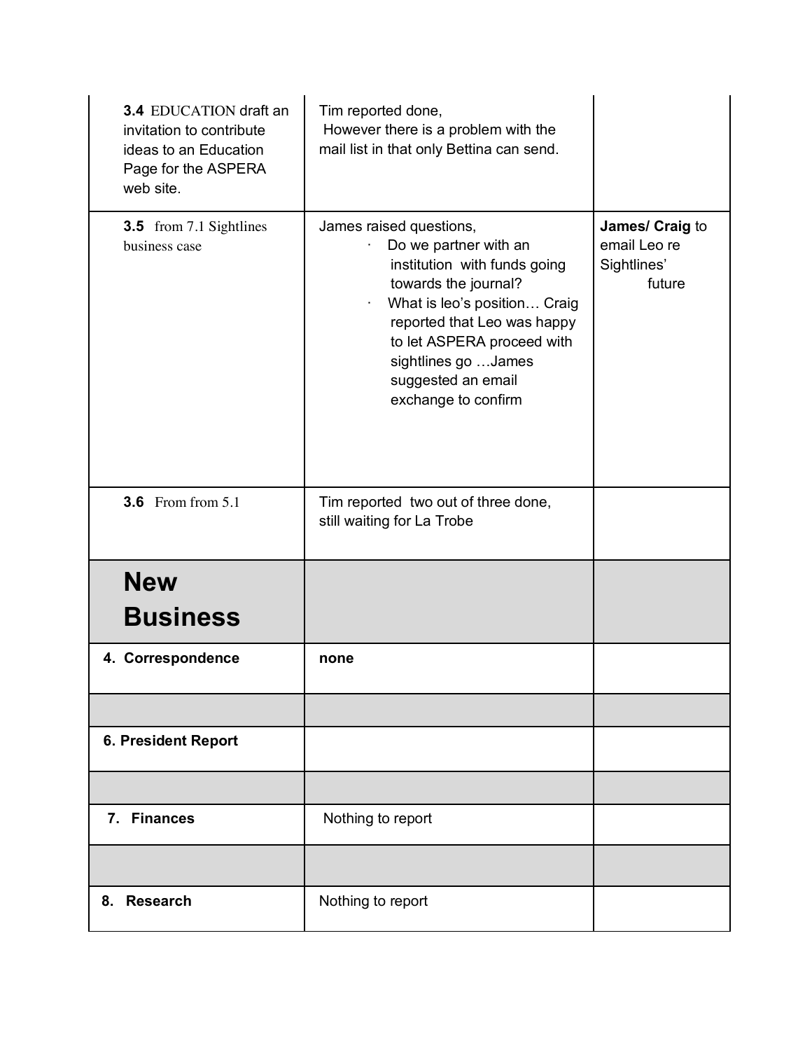| | | |
|---|---|---|
| **3.4** EDUCATION draft an invitation to contribute ideas to an Education Page for the ASPERA web site. | Tim reported done, However there is a problem with the mail list in that only Bettina can send. | |
| **3.5** from 7.1 Sightlines business case | James raised questions,<br>· Do we partner with an institution with funds going towards the journal?<br>· What is leo's position… Craig reported that Leo was happy to let ASPERA proceed with sightlines go …James suggested an email exchange to confirm | **James/ Craig** to email Leo re Sightlines' future |
| **3.6** From from 5.1 | Tim reported two out of three done, still waiting for La Trobe | |
| **New Business** | | |
| **4. Correspondence** | **none** | |
| | | |
| **6. President Report** | | |
| | | |
| **7. Finances** | Nothing to report | |
| | | |
| **8. Research** | Nothing to report | |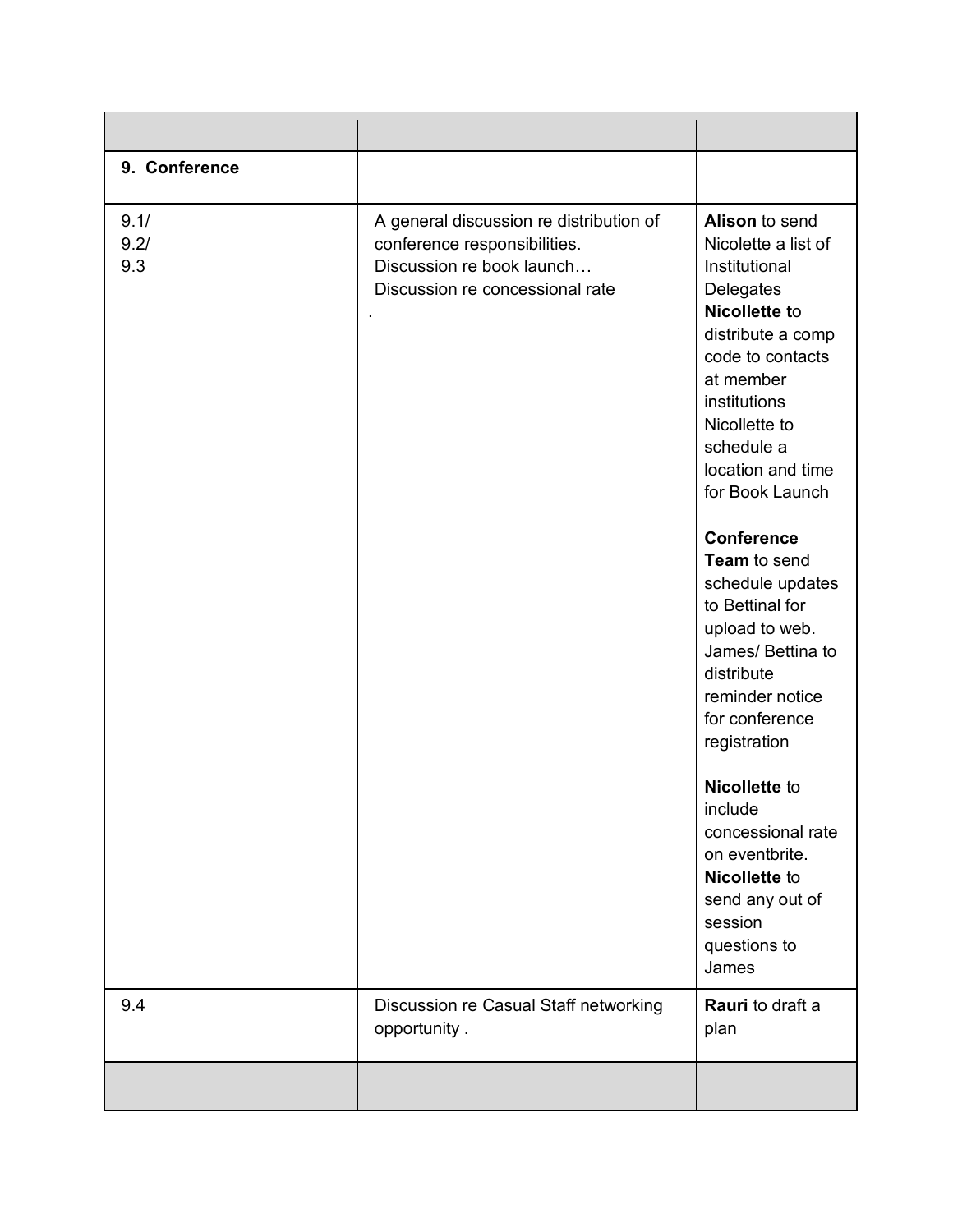| | | |
|---|---|---|
| **9. Conference** | | |
| 9.1/ 9.2/ 9.3 | A general discussion re distribution of conference responsibilities. Discussion re book launch… Discussion re concessional rate . | **Alison** to send Nicolette a list of Institutional Delegates **Nicollette t**o distribute a comp code to contacts at member institutions Nicollette to schedule a location and time for Book Launch<br><br>**Conference Team** to send schedule updates to Bettinal for upload to web. James/ Bettina to distribute reminder notice for conference registration<br><br>**Nicollette** to include concessional rate on eventbrite. **Nicollette** to send any out of session questions to James |
| 9.4 | Discussion re Casual Staff networking opportunity . | **Rauri** to draft a plan |
| | | |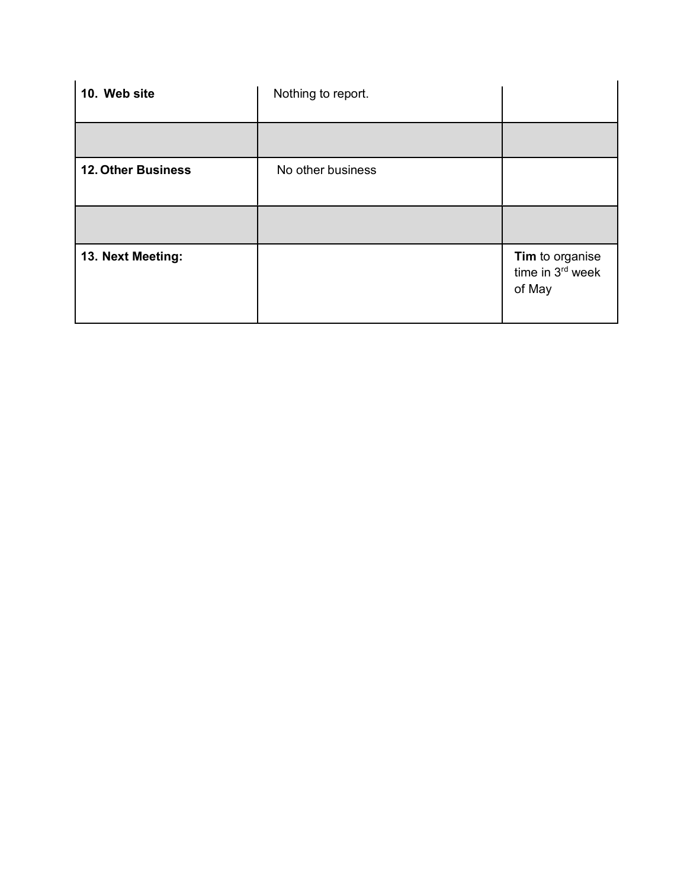| | | |
|---|---|---|
| **10. Web site** | Nothing to report. | |
| | | |
| **12. Other Business** | No other business | |
| | | |
| **13. Next Meeting:** | | **Tim** to organise time in 3rd week of May |